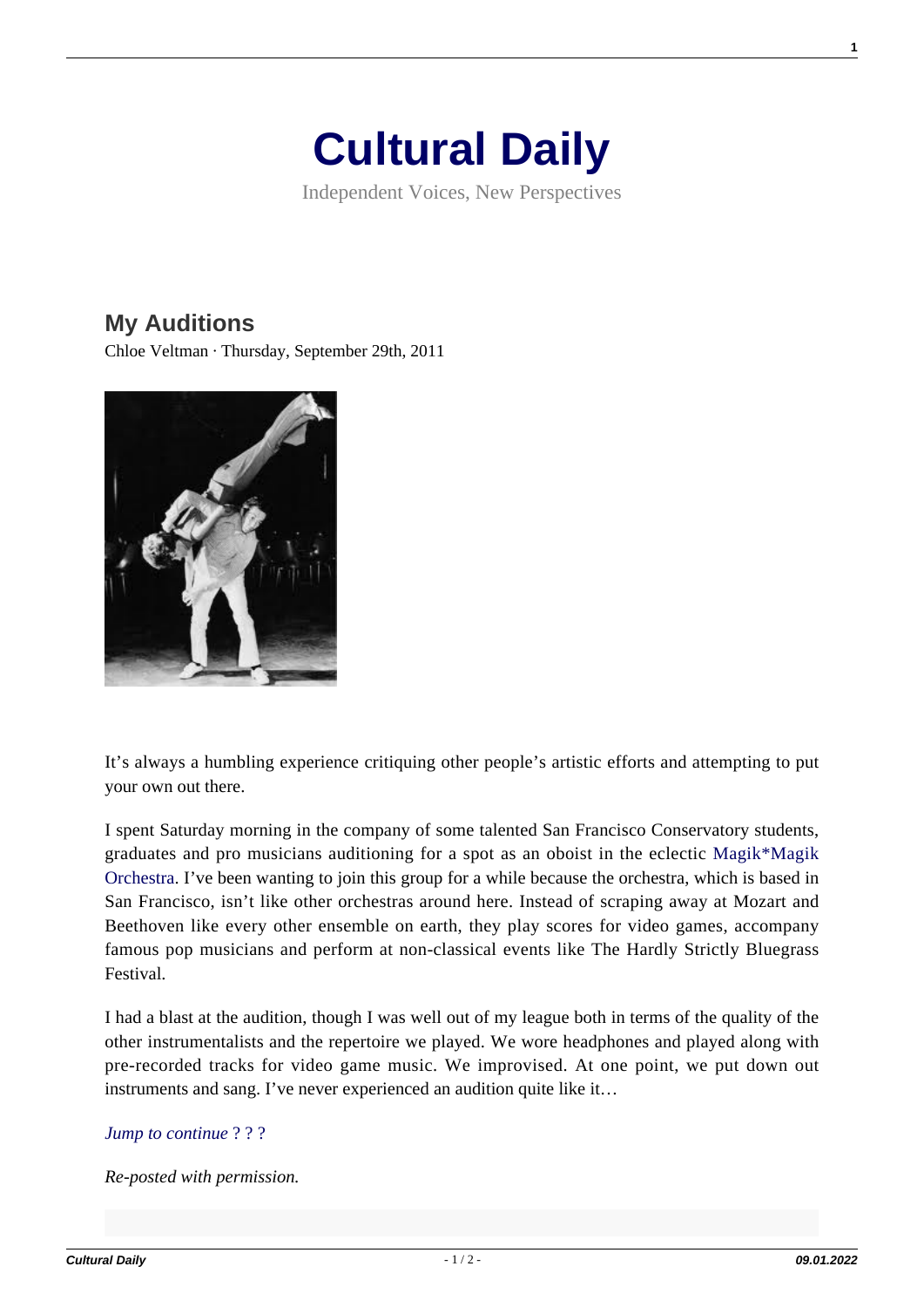# Cultural Daily

Independent Voices, New Perspectives

## My Auditions

Chloe Veltman · Thursday, September 29th, 2011

It's always a humbling experience critiquing other people's artistic efforts and attempting to put your own out there.

I spent Saturday morning in the company of some talented San Francisco Conservatory students, graduates and pro musicians auditioning for a spot as an oboist in the eclectic Magik*Magik Orchestra. I've been wanting to join this group for a while because the orchestra, which is based in San Francisco, isn't like other orchestras around here. Instead of scraping away at Mozart and Beethoven like every other ensemble on earth, they play scores for video games, accompany famous pop musicians and perform at non-classical events like The Hardly Strictly Bluegrass Festival.

I had a blast at the audition, though I was well out of my league both in terms of the quality of the other instrumentalists and the repertoire we played. We wore headphones and played along with pre-recorded tracks for video game music. We improvised. At one point, we put down out instruments and sang. I've never experienced an audition quite like it…

*Jump to continue* ? ? ?

*Re-posted with permission.*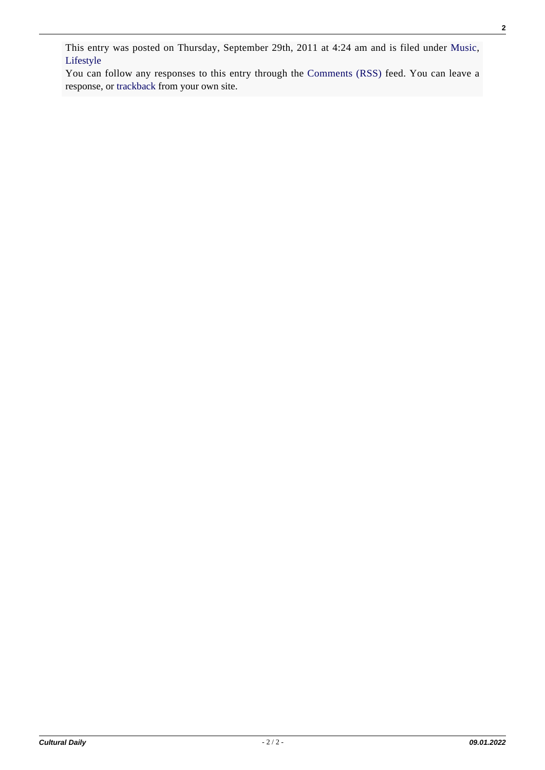This entry was posted on Thursday, September 29th, 2011 at 4:24 am and is filed under Music, Lifestyle

You can follow any responses to this entry through the Comments (RSS) feed. You can leave a response, or trackback from your own site.